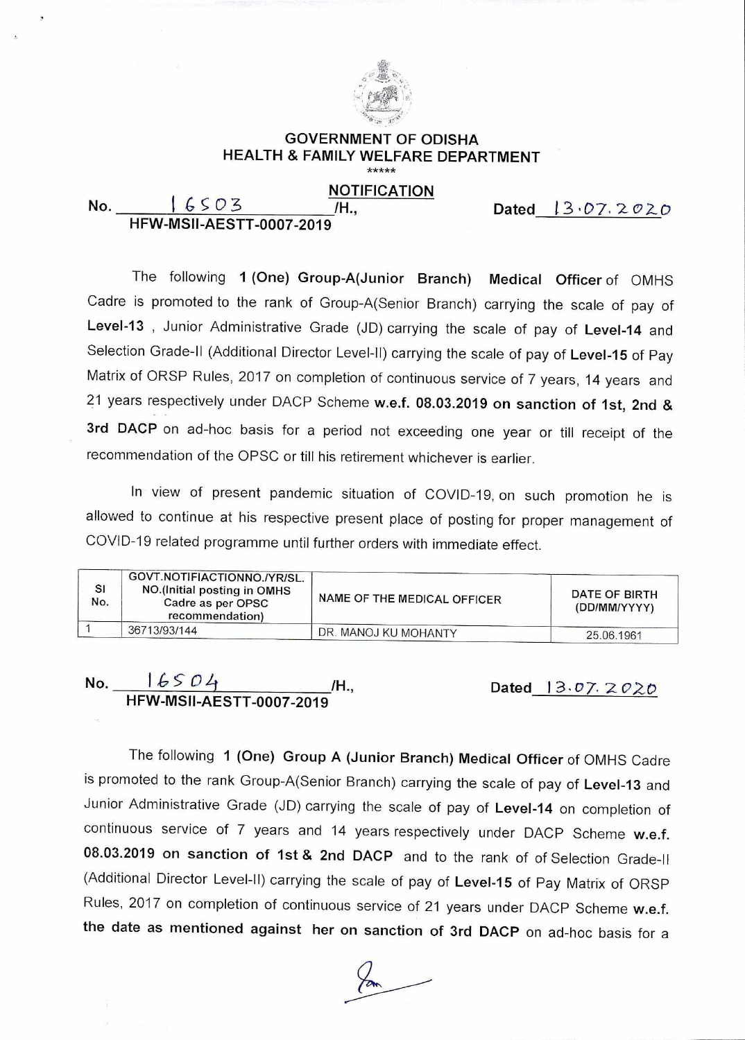GOVERNMENT OF ODISHA
HEALTH & FAMILY WELFARE DEPARTMENT

\*\*\*\*\*

**NOTIFICATION**

No. 16503 /H., Dated 13.07.2020
HFW-MSII-AESTT-0007-2019

The following **1 (One) Group-A(Junior Branch) Medical Officer** of OMHS Cadre is promoted to the rank of Group-A(Senior Branch) carrying the scale of pay of **Level-13** , Junior Administrative Grade (JD) carrying the scale of pay of **Level-14** and Selection Grade-II (Additional Director Level-II) carrying the scale of pay of **Level-15** of Pay Matrix of ORSP Rules, 2017 on completion of continuous service of 7 years, 14 years and 21 years respectively under DACP Scheme **w.e.f. 08.03.2019 on sanction of 1st, 2nd & 3rd DACP** on ad-hoc basis for a period not exceeding one year or till receipt of the recommendation of the OPSC or till his retirement whichever is earlier.

In view of present pandemic situation of COVID-19, on such promotion he is allowed to continue at his respective present place of posting for proper management of COVID-19 related programme until further orders with immediate effect.

| Sl No. | GOVT.NOTIFIACTIONNO./YR/SL. NO.(Initial posting in OMHS Cadre as per OPSC recommendation) | NAME OF THE MEDICAL OFFICER | DATE OF BIRTH (DD/MM/YYYY) |
|---|---|---|---|
| 1 | 36713/93/144 | DR. MANOJ KU MOHANTY | 25.06.1961 |

No. 16504 /H., Dated 13.07.2020
HFW-MSII-AESTT-0007-2019

The following **1 (One) Group A (Junior Branch) Medical Officer** of OMHS Cadre is promoted to the rank Group-A(Senior Branch) carrying the scale of pay of **Level-13** and Junior Administrative Grade (JD) carrying the scale of pay of **Level-14** on completion of continuous service of 7 years and 14 years respectively under DACP Scheme **w.e.f. 08.03.2019 on sanction of 1st & 2nd DACP** and to the rank of of Selection Grade-II (Additional Director Level-II) carrying the scale of pay of **Level-15** of Pay Matrix of ORSP Rules, 2017 on completion of continuous service of 21 years under DACP Scheme **w.e.f. the date as mentioned against her on sanction of 3rd DACP** on ad-hoc basis for a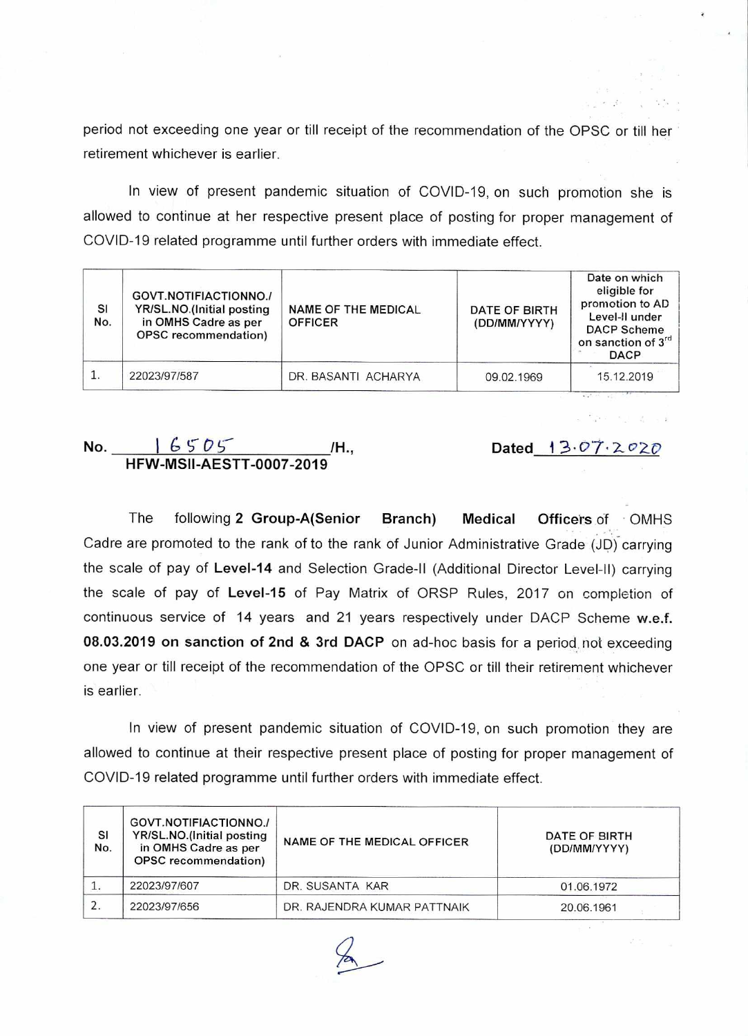period not exceeding one year or till receipt of the recommendation of the OPSC or till her retirement whichever is earlier.

In view of present pandemic situation of COVID-19, on such promotion she is allowed to continue at her respective present place of posting for proper management of COVID-19 related programme until further orders with immediate effect.

| Sl No. | GOVT.NOTIFIACTIONNO./ YR/SL.NO.(Initial posting in OMHS Cadre as per OPSC recommendation) | NAME OF THE MEDICAL OFFICER | DATE OF BIRTH (DD/MM/YYYY) | Date on which eligible for promotion to AD Level-II under DACP Scheme on sanction of 3rd DACP |
|---|---|---|---|---|
| 1. | 22023/97/587 | DR. BASANTI ACHARYA | 09.02.1969 | 15.12.2019 |

No. 16505 /H., HFW-MSII-AESTT-0007-2019 Dated 13.07.2020

The following **2 Group-A(Senior Branch) Medical Officers** of OMHS Cadre are promoted to the rank of to the rank of Junior Administrative Grade (JD) carrying the scale of pay of **Level-14** and Selection Grade-II (Additional Director Level-II) carrying the scale of pay of **Level-15** of Pay Matrix of ORSP Rules, 2017 on completion of continuous service of 14 years and 21 years respectively under DACP Scheme **w.e.f. 08.03.2019 on sanction of 2nd & 3rd DACP** on ad-hoc basis for a period not exceeding one year or till receipt of the recommendation of the OPSC or till their retirement whichever is earlier.

In view of present pandemic situation of COVID-19, on such promotion they are allowed to continue at their respective present place of posting for proper management of COVID-19 related programme until further orders with immediate effect.

| Sl No. | GOVT.NOTIFIACTIONNO./ YR/SL.NO.(Initial posting in OMHS Cadre as per OPSC recommendation) | NAME OF THE MEDICAL OFFICER | DATE OF BIRTH (DD/MM/YYYY) |
|---|---|---|---|
| 1. | 22023/97/607 | DR. SUSANTA KAR | 01.06.1972 |
| 2. | 22023/97/656 | DR. RAJENDRA KUMAR PATTNAIK | 20.06.1961 |